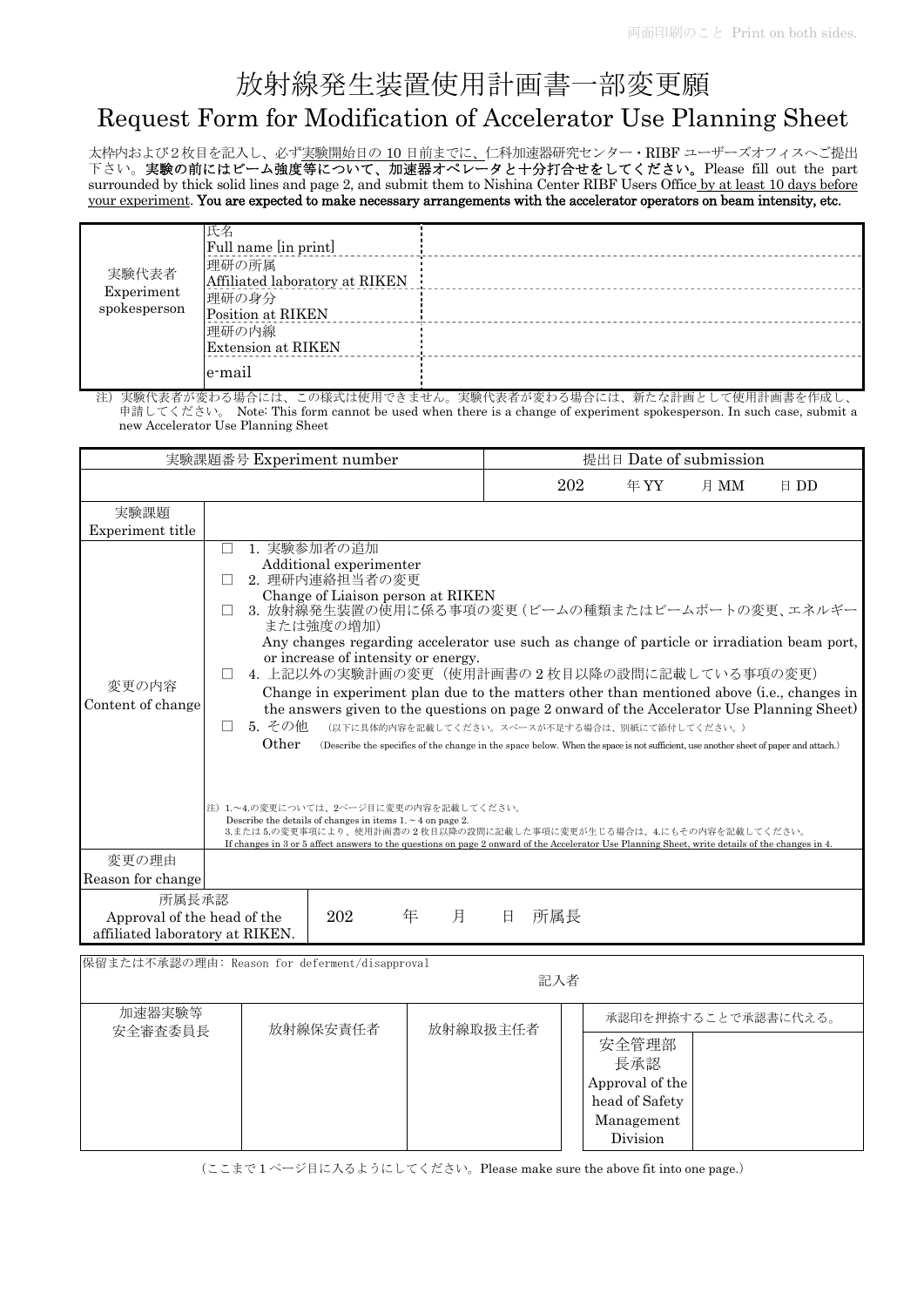両面印刷のこと Print on both sides.

# 放射線発生装置使用計画書一部変更願

## Request Form for Modification of Accelerator Use Planning Sheet

太枠内および２枚目を記入し、必ず実験開始日の 10 日前までに、仁科加速器研究センター・RIBF ユーザーズオフィスへご提出下さい。**実験の前にはビーム強度等について、加速器オペレータと十分打合せをしてください。** Please fill out the part surrounded by thick solid lines and page 2, and submit them to Nishina Center RIBF Users Office by at least 10 days before your experiment. **You are expected to make necessary arrangements with the accelerator operators on beam intensity, etc.**

| 実験代表者<br>Experiment spokesperson | 氏名<br>Full name [in print] | |
|---|---|---|
| | 理研の所属<br>Affiliated laboratory at RIKEN | |
| | 理研の身分<br>Position at RIKEN | |
| | 理研の内線<br>Extension at RIKEN | |
| | e-mail | |

注）実験代表者が変わる場合には、この様式は使用できません。実験代表者が変わる場合には、新たな計画として使用計画書を作成し、申請してください。 Note: This form cannot be used when there is a change of experiment spokesperson. In such case, submit a new Accelerator Use Planning Sheet

| 実験課題番号 Experiment number | 提出日 Date of submission |
|---|---|
| | 202　　年 YY　　月 MM　　日 DD |

| | |
|---|---|
| 実験課題<br>Experiment title | |
| 変更の内容<br>Content of change | ☐ 1. 実験参加者の追加<br>Additional experimenter<br>☐ 2. 理研内連絡担当者の変更<br>Change of Liaison person at RIKEN<br>☐ 3. 放射線発生装置の使用に係る事項の変更（ビームの種類またはビームポートの変更、エネルギーまたは強度の増加）<br>Any changes regarding accelerator use such as change of particle or irradiation beam port, or increase of intensity or energy.<br>☐ 4. 上記以外の実験計画の変更（使用計画書の２枚目以降の設問に記載している事項の変更）<br>Change in experiment plan due to the matters other than mentioned above (i.e., changes in the answers given to the questions on page 2 onward of the Accelerator Use Planning Sheet)<br>☐ 5. その他 （以下に具体的内容を記載してください。スペースが不足する場合は、別紙にて添付してください。）<br>Other (Describe the specifics of the change in the space below. When the space is not sufficient, use another sheet of paper and attach.)<br><br>注）1.～4.の変更については、2ページ目に変更の内容を記載してください。<br>Describe the details of changes in items 1. ~ 4 on page 2.<br>3.または 5.の変更事項により、使用計画書の２枚目以降の設問に記載した事項に変更が生じる場合は、4.にもその内容を記載してください。<br>If changes in 3 or 5 affect answers to the questions on page 2 onward of the Accelerator Use Planning Sheet, write details of the changes in 4. |
| 変更の理由<br>Reason for change | |
| 所属長承認<br>Approval of the head of the affiliated laboratory at RIKEN. | 202　　年　　月　　日　所属長 |

保留または不承認の理由： Reason for deferment/disapproval

記入者

| 加速器実験等安全審査委員長 | 放射線保安責任者 | 放射線取扱主任者 | 承認印を押捺することで承認書に代える。<br>安全管理部長承認<br>Approval of the head of Safety Management Division |
|---|---|---|---|
| | | | |

（ここまで１ページ目に入るようにしてください。Please make sure the above fit into one page.）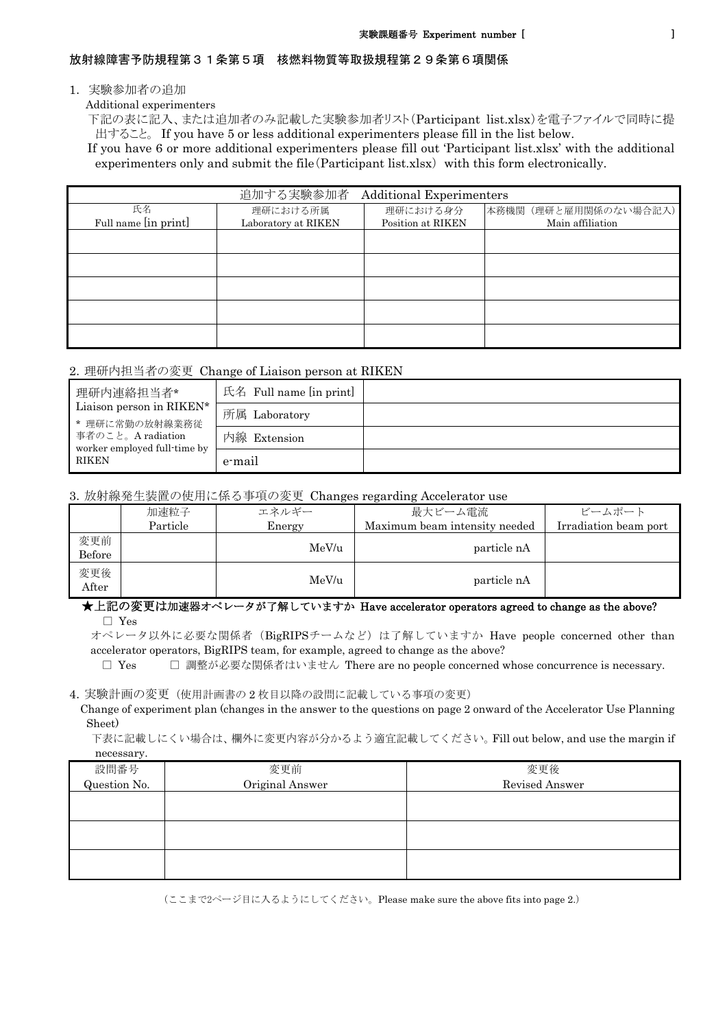**実験課題番号 Experiment number [　　　　　　　　　　]**

**放射線障害予防規程第３１条第５項　核燃料物質等取扱規程第２９条第６項関係**

1. 実験参加者の追加
   Additional experimenters
   下記の表に記入、または追加者のみ記載した実験参加者リスト(Participant list.xlsx)を電子ファイルで同時に提出すること。 If you have 5 or less additional experimenters please fill in the list below.
   If you have 6 or more additional experimenters please fill out 'Participant list.xlsx' with the additional experimenters only and submit the file(Participant list.xlsx) with this form electronically.

| 追加する実験参加者　Additional Experimenters | | | |
|---|---|---|---|
| 氏名<br>Full name [in print] | 理研における所属<br>Laboratory at RIKEN | 理研における身分<br>Position at RIKEN | 本務機関（理研と雇用関係のない場合記入）<br>Main affiliation |
| | | | |
| | | | |
| | | | |
| | | | |
| | | | |

2. 理研内担当者の変更 Change of Liaison person at RIKEN

| | | |
|---|---|---|
| 理研内連絡担当者*<br>Liaison person in RIKEN*<br>* 理研に常勤の放射線業務従事者のこと。A radiation worker employed full-time by RIKEN | 氏名 Full name [in print] | |
| | 所属 Laboratory | |
| | 内線 Extension | |
| | e-mail | |

3. 放射線発生装置の使用に係る事項の変更 Changes regarding Accelerator use

| | 加速粒子<br>Particle | エネルギー<br>Energy | 最大ビーム電流<br>Maximum beam intensity needed | ビームポート<br>Irradiation beam port |
|---|---|---|---|---|
| 変更前<br>Before | | MeV/u | particle nA | |
| 変更後<br>After | | MeV/u | particle nA | |

**★上記の変更は加速器オペレータが了解していますか Have accelerator operators agreed to change as the above?**
□ Yes

オペレータ以外に必要な関係者（BigRIPSチームなど）は了解していますか Have people concerned other than accelerator operators, BigRIPS team, for example, agreed to change as the above?
□ Yes　　□ 調整が必要な関係者はいません There are no people concerned whose concurrence is necessary.

4. 実験計画の変更（使用計画書の２枚目以降の設問に記載している事項の変更）
   Change of experiment plan (changes in the answer to the questions on page 2 onward of the Accelerator Use Planning Sheet)
   下表に記載しにくい場合は、欄外に変更内容が分かるよう適宜記載してください。Fill out below, and use the margin if necessary.

| 設問番号<br>Question No. | 変更前<br>Original Answer | 変更後<br>Revised Answer |
|---|---|---|
| | | |
| | | |
| | | |

（ここまで2ページ目に入るようにしてください。Please make sure the above fits into page 2.）